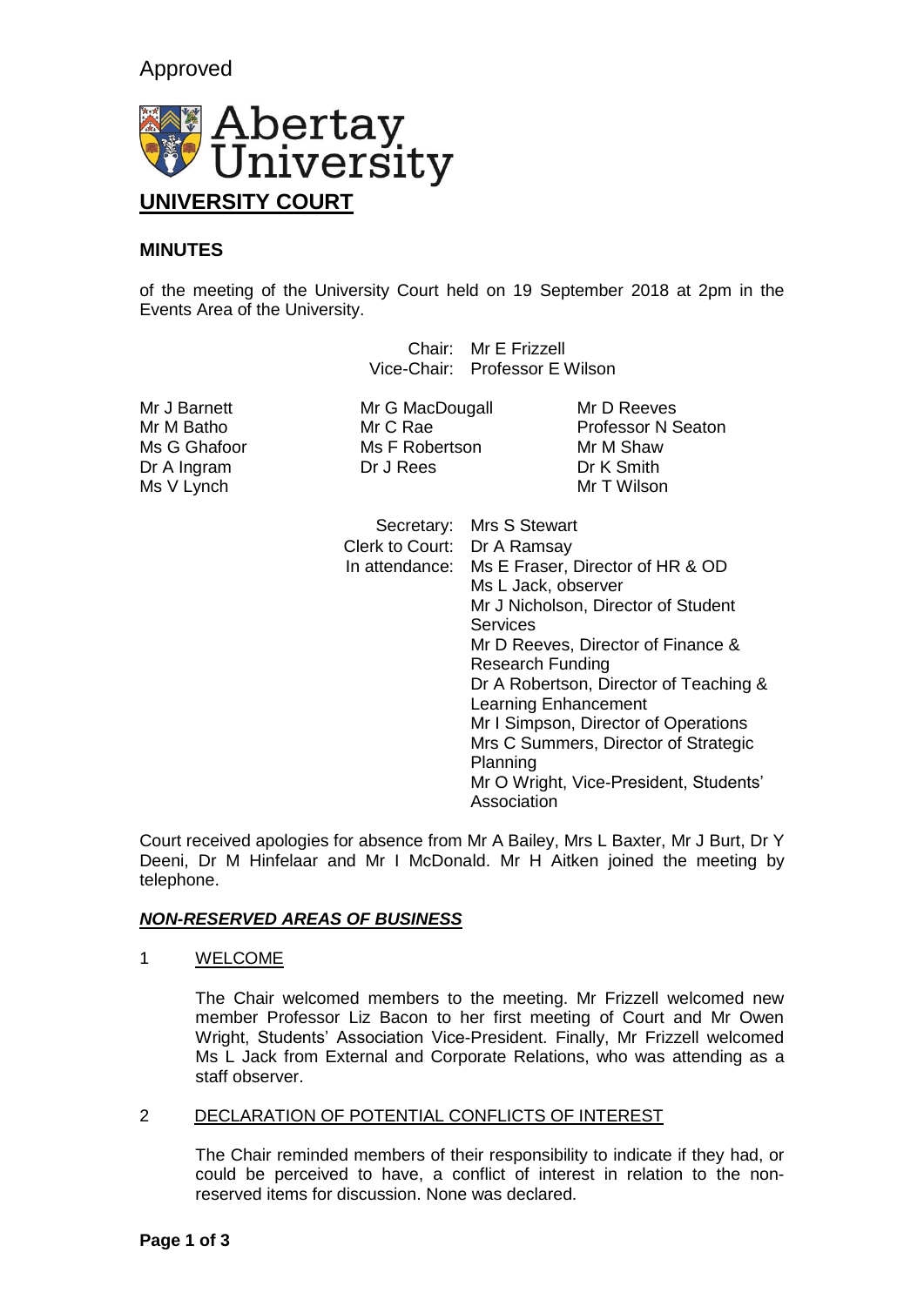Approved

Abertay University

# UNIVERSITY COURT

## MINUTES

of the meeting of the University Court held on 19 September 2018 at 2pm in the Events Area of the University.

Chair: Mr E Frizzell
Vice-Chair: Professor E Wilson

Mr J Barnett
Mr M Batho
Ms G Ghafoor
Dr A Ingram
Ms V Lynch
Mr G MacDougall
Mr C Rae
Ms F Robertson
Dr J Rees
Mr D Reeves
Professor N Seaton
Mr M Shaw
Dr K Smith
Mr T Wilson

Secretary: Mrs S Stewart
Clerk to Court: Dr A Ramsay
In attendance: Ms E Fraser, Director of HR & OD
Ms L Jack, observer
Mr J Nicholson, Director of Student Services
Mr D Reeves, Director of Finance & Research Funding
Dr A Robertson, Director of Teaching & Learning Enhancement
Mr I Simpson, Director of Operations
Mrs C Summers, Director of Strategic Planning
Mr O Wright, Vice-President, Students' Association

Court received apologies for absence from Mr A Bailey, Mrs L Baxter, Mr J Burt, Dr Y Deeni, Dr M Hinfelaar and Mr I McDonald. Mr H Aitken joined the meeting by telephone.

***NON-RESERVED AREAS OF BUSINESS***

1 WELCOME

The Chair welcomed members to the meeting. Mr Frizzell welcomed new member Professor Liz Bacon to her first meeting of Court and Mr Owen Wright, Students' Association Vice-President. Finally, Mr Frizzell welcomed Ms L Jack from External and Corporate Relations, who was attending as a staff observer.

2 DECLARATION OF POTENTIAL CONFLICTS OF INTEREST

The Chair reminded members of their responsibility to indicate if they had, or could be perceived to have, a conflict of interest in relation to the non-reserved items for discussion. None was declared.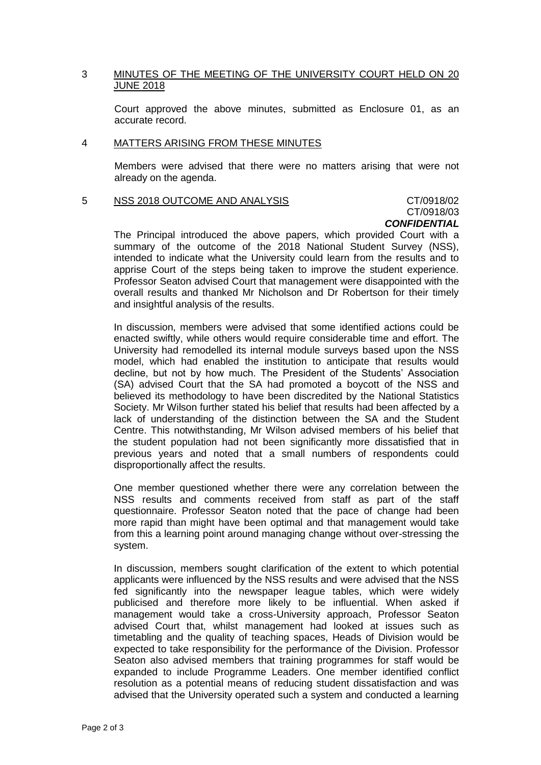3 MINUTES OF THE MEETING OF THE UNIVERSITY COURT HELD ON 20 JUNE 2018

Court approved the above minutes, submitted as Enclosure 01, as an accurate record.

4 MATTERS ARISING FROM THESE MINUTES

Members were advised that there were no matters arising that were not already on the agenda.

5 NSS 2018 OUTCOME AND ANALYSIS CT/0918/02 CT/0918/03 ***CONFIDENTIAL***

The Principal introduced the above papers, which provided Court with a summary of the outcome of the 2018 National Student Survey (NSS), intended to indicate what the University could learn from the results and to apprise Court of the steps being taken to improve the student experience. Professor Seaton advised Court that management were disappointed with the overall results and thanked Mr Nicholson and Dr Robertson for their timely and insightful analysis of the results.

In discussion, members were advised that some identified actions could be enacted swiftly, while others would require considerable time and effort. The University had remodelled its internal module surveys based upon the NSS model, which had enabled the institution to anticipate that results would decline, but not by how much. The President of the Students' Association (SA) advised Court that the SA had promoted a boycott of the NSS and believed its methodology to have been discredited by the National Statistics Society. Mr Wilson further stated his belief that results had been affected by a lack of understanding of the distinction between the SA and the Student Centre. This notwithstanding, Mr Wilson advised members of his belief that the student population had not been significantly more dissatisfied that in previous years and noted that a small numbers of respondents could disproportionally affect the results.

One member questioned whether there were any correlation between the NSS results and comments received from staff as part of the staff questionnaire. Professor Seaton noted that the pace of change had been more rapid than might have been optimal and that management would take from this a learning point around managing change without over-stressing the system.

In discussion, members sought clarification of the extent to which potential applicants were influenced by the NSS results and were advised that the NSS fed significantly into the newspaper league tables, which were widely publicised and therefore more likely to be influential. When asked if management would take a cross-University approach, Professor Seaton advised Court that, whilst management had looked at issues such as timetabling and the quality of teaching spaces, Heads of Division would be expected to take responsibility for the performance of the Division. Professor Seaton also advised members that training programmes for staff would be expanded to include Programme Leaders. One member identified conflict resolution as a potential means of reducing student dissatisfaction and was advised that the University operated such a system and conducted a learning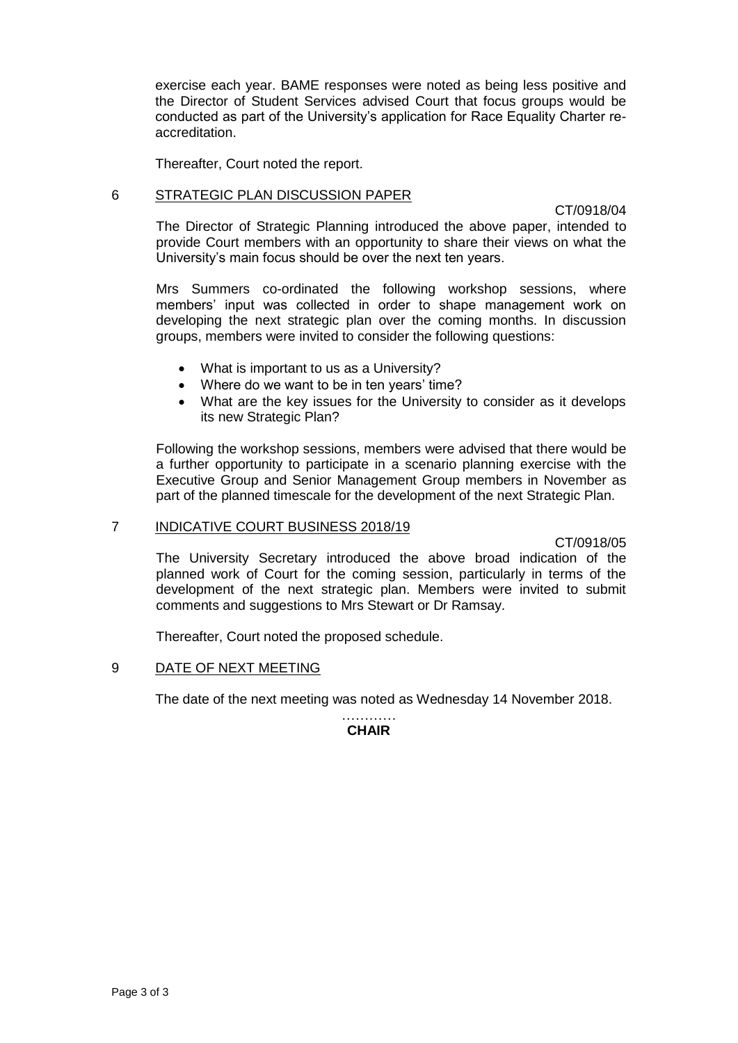exercise each year. BAME responses were noted as being less positive and the Director of Student Services advised Court that focus groups would be conducted as part of the University's application for Race Equality Charter re-accreditation.

Thereafter, Court noted the report.

## 6 STRATEGIC PLAN DISCUSSION PAPER

CT/0918/04

The Director of Strategic Planning introduced the above paper, intended to provide Court members with an opportunity to share their views on what the University's main focus should be over the next ten years.

Mrs Summers co-ordinated the following workshop sessions, where members' input was collected in order to shape management work on developing the next strategic plan over the coming months. In discussion groups, members were invited to consider the following questions:

- What is important to us as a University?
- Where do we want to be in ten years' time?
- What are the key issues for the University to consider as it develops its new Strategic Plan?

Following the workshop sessions, members were advised that there would be a further opportunity to participate in a scenario planning exercise with the Executive Group and Senior Management Group members in November as part of the planned timescale for the development of the next Strategic Plan.

## 7 INDICATIVE COURT BUSINESS 2018/19

CT/0918/05

The University Secretary introduced the above broad indication of the planned work of Court for the coming session, particularly in terms of the development of the next strategic plan. Members were invited to submit comments and suggestions to Mrs Stewart or Dr Ramsay.

Thereafter, Court noted the proposed schedule.

## 9 DATE OF NEXT MEETING

The date of the next meeting was noted as Wednesday 14 November 2018.

…………

**CHAIR**